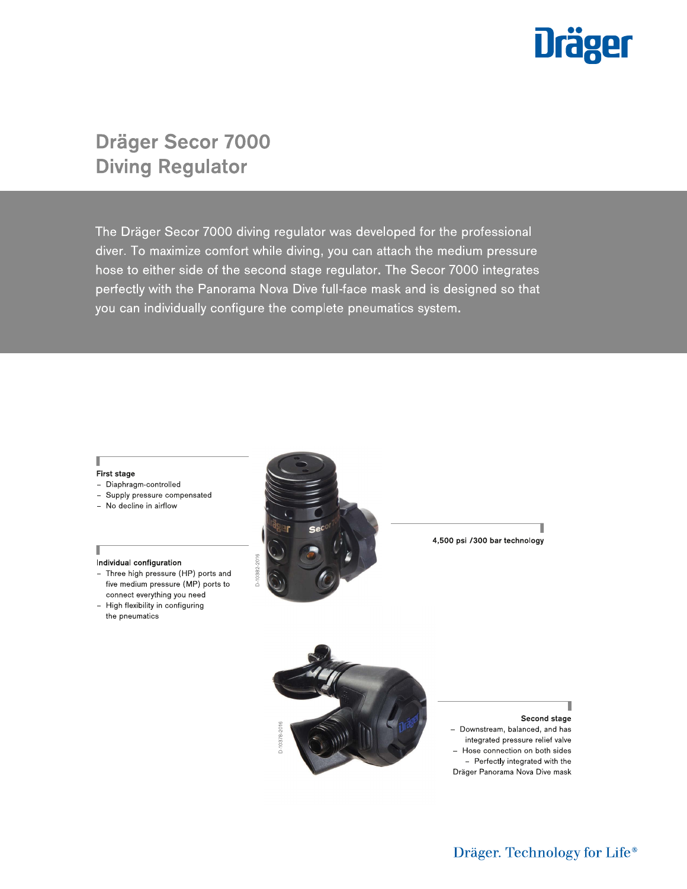# Dräger Secor 7000 Diving Regulator

The Dräger Secor 7000 diving regulator was developed for the professional diver. To maximize comfort while diving, you can attach the medium pressure hose to either side of the second stage regulator. The Secor 7000 integrates perfectly with the Panorama Nova Dive full-face mask and is designed so that you can individually configure the complete pneumatics system.

**First stage**
- Diaphragm-controlled
- Supply pressure compensated
- No decline in airflow

**Individual configuration**
- Three high pressure (HP) ports and five medium pressure (MP) ports to connect everything you need
- High flexibility in configuring the pneumatics

**4,500 psi /300 bar technology**

**Second stage**
- Downstream, balanced, and has integrated pressure relief valve
- Hose connection on both sides
- Perfectly integrated with the Dräger Panorama Nova Dive mask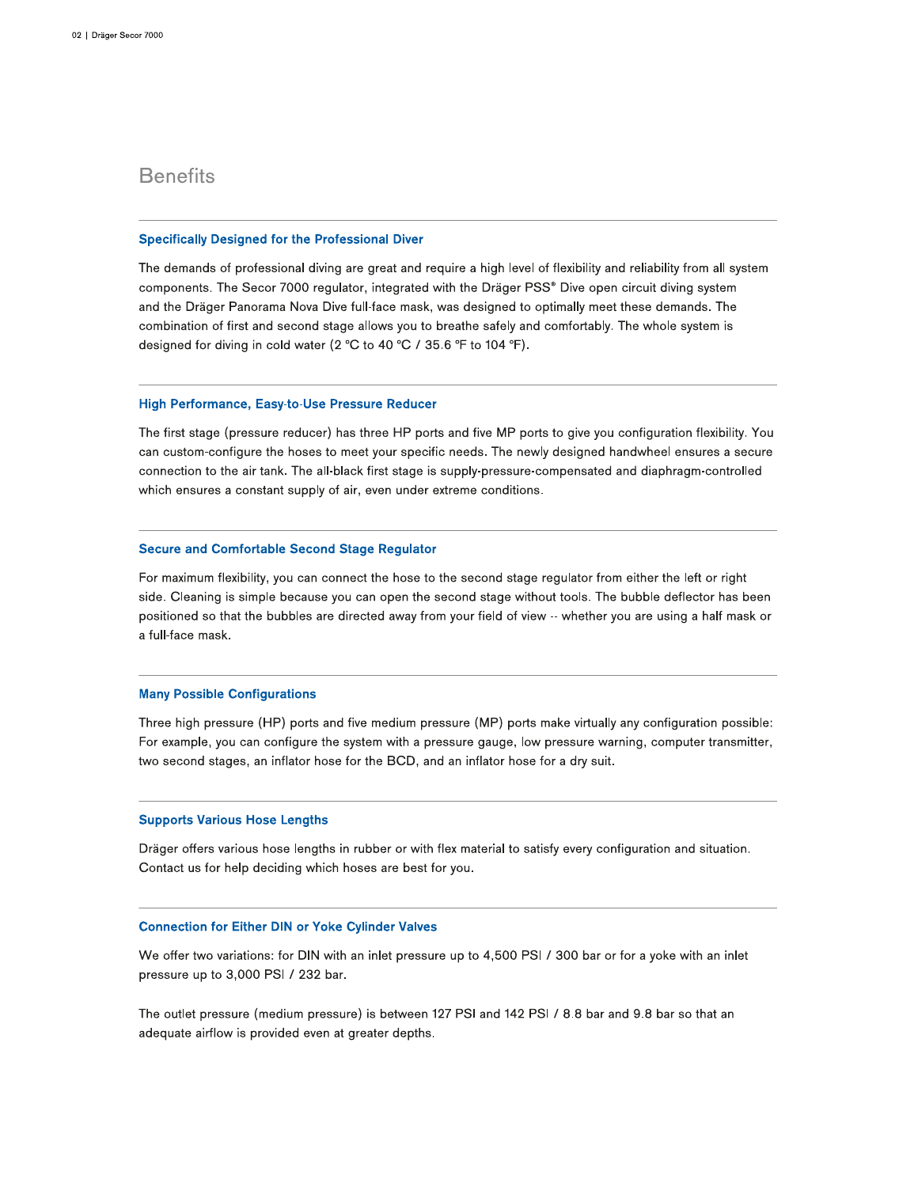## Benefits

### Specifically Designed for the Professional Diver

The demands of professional diving are great and require a high level of flexibility and reliability from all system components. The Secor 7000 regulator, integrated with the Dräger PSS® Dive open circuit diving system and the Dräger Panorama Nova Dive full-face mask, was designed to optimally meet these demands. The combination of first and second stage allows you to breathe safely and comfortably. The whole system is designed for diving in cold water (2 °C to 40 °C / 35.6 °F to 104 °F).

### High Performance, Easy-to-Use Pressure Reducer

The first stage (pressure reducer) has three HP ports and five MP ports to give you configuration flexibility. You can custom-configure the hoses to meet your specific needs. The newly designed handwheel ensures a secure connection to the air tank. The all-black first stage is supply-pressure-compensated and diaphragm-controlled which ensures a constant supply of air, even under extreme conditions.

### Secure and Comfortable Second Stage Regulator

For maximum flexibility, you can connect the hose to the second stage regulator from either the left or right side. Cleaning is simple because you can open the second stage without tools. The bubble deflector has been positioned so that the bubbles are directed away from your field of view -- whether you are using a half mask or a full-face mask.

### Many Possible Configurations

Three high pressure (HP) ports and five medium pressure (MP) ports make virtually any configuration possible: For example, you can configure the system with a pressure gauge, low pressure warning, computer transmitter, two second stages, an inflator hose for the BCD, and an inflator hose for a dry suit.

### Supports Various Hose Lengths

Dräger offers various hose lengths in rubber or with flex material to satisfy every configuration and situation. Contact us for help deciding which hoses are best for you.

### Connection for Either DIN or Yoke Cylinder Valves

We offer two variations: for DIN with an inlet pressure up to 4,500 PSI / 300 bar or for a yoke with an inlet pressure up to 3,000 PSI / 232 bar.

The outlet pressure (medium pressure) is between 127 PSI and 142 PSI / 8.8 bar and 9.8 bar so that an adequate airflow is provided even at greater depths.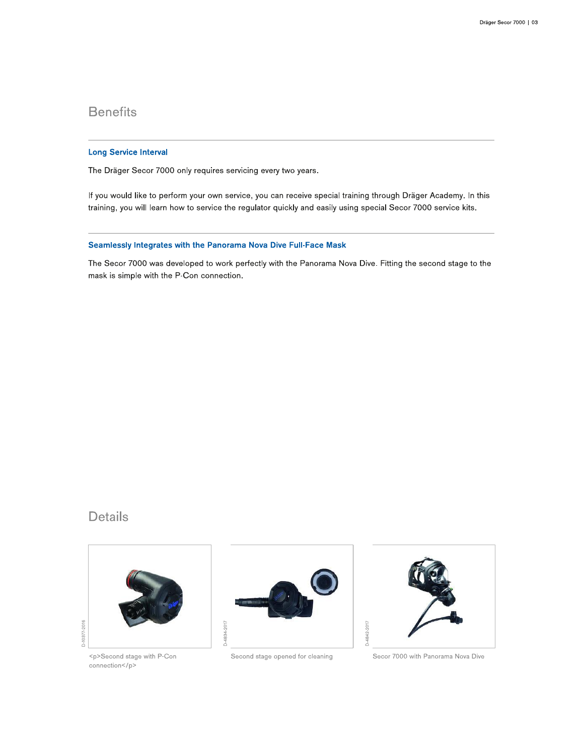## Benefits

### Long Service Interval

The Dräger Secor 7000 only requires servicing every two years.

If you would like to perform your own service, you can receive special training through Dräger Academy. In this training, you will learn how to service the regulator quickly and easily using special Secor 7000 service kits.

### Seamlessly Integrates with the Panorama Nova Dive Full-Face Mask

The Secor 7000 was developed to work perfectly with the Panorama Nova Dive. Fitting the second stage to the mask is simple with the P-Con connection.

## Details

D-10377-2016

<p>Second stage with P-Con connection</p>

D-4834-2017

Second stage opened for cleaning

D-4842-2017

Secor 7000 with Panorama Nova Dive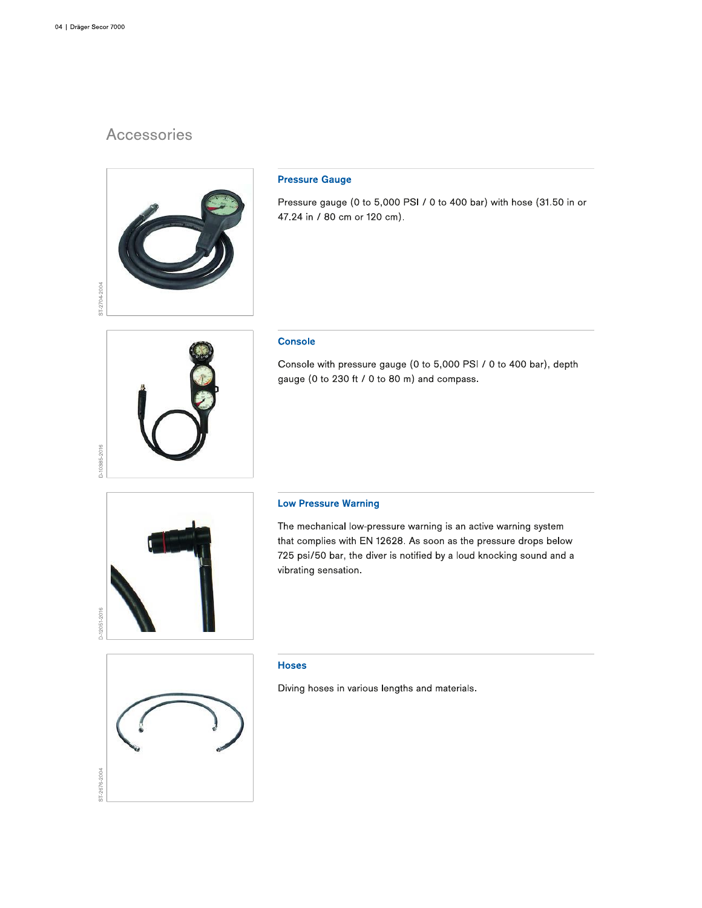# Accessories

## Pressure Gauge

Pressure gauge (0 to 5,000 PSI / 0 to 400 bar) with hose (31.50 in or 47.24 in / 80 cm or 120 cm).

## Console

Console with pressure gauge (0 to 5,000 PSI / 0 to 400 bar), depth gauge (0 to 230 ft / 0 to 80 m) and compass.

## Low Pressure Warning

The mechanical low-pressure warning is an active warning system that complies with EN 12628. As soon as the pressure drops below 725 psi/50 bar, the diver is notified by a loud knocking sound and a vibrating sensation.

## Hoses

Diving hoses in various lengths and materials.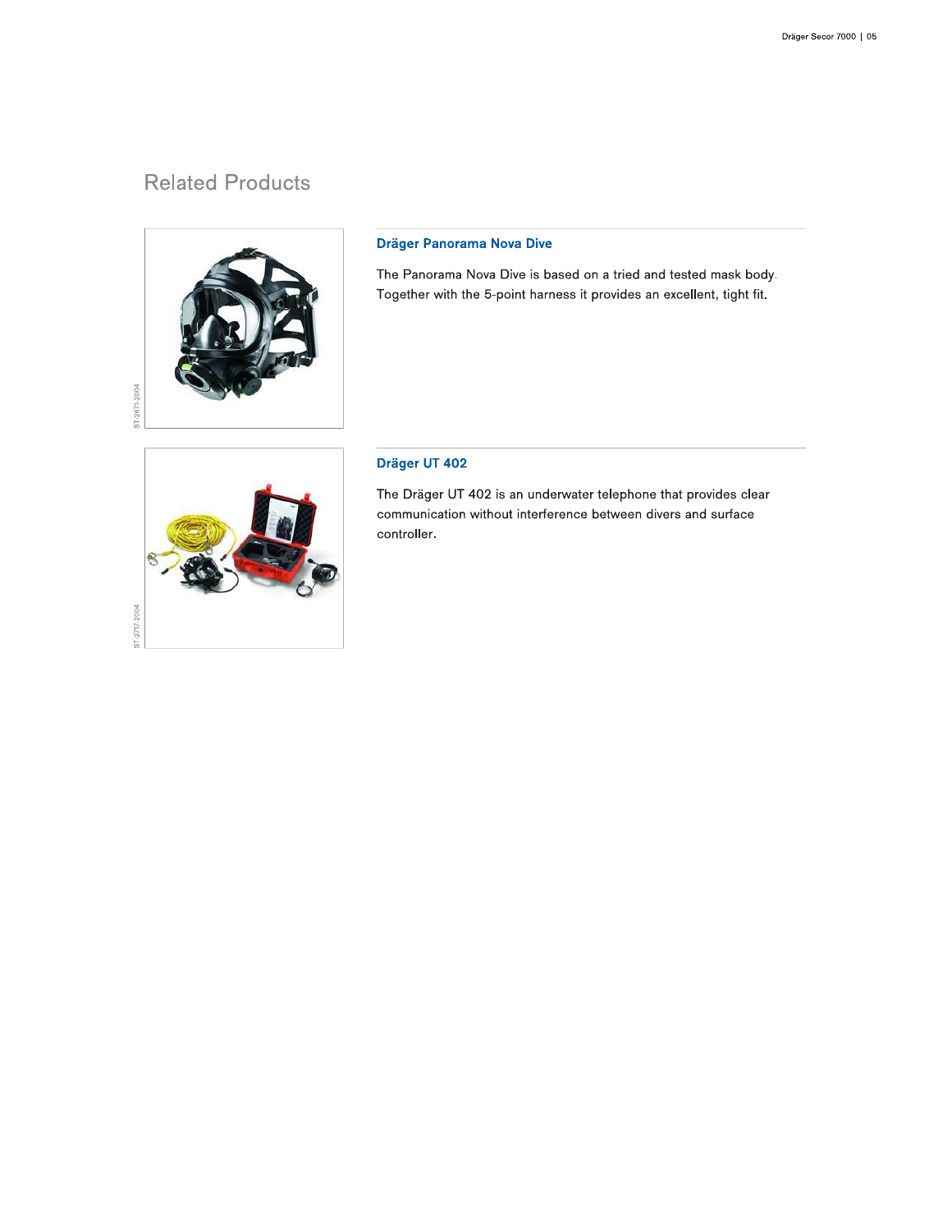## Related Products

### Dräger Panorama Nova Dive

The Panorama Nova Dive is based on a tried and tested mask body. Together with the 5-point harness it provides an excellent, tight fit.

### Dräger UT 402

The Dräger UT 402 is an underwater telephone that provides clear communication without interference between divers and surface controller.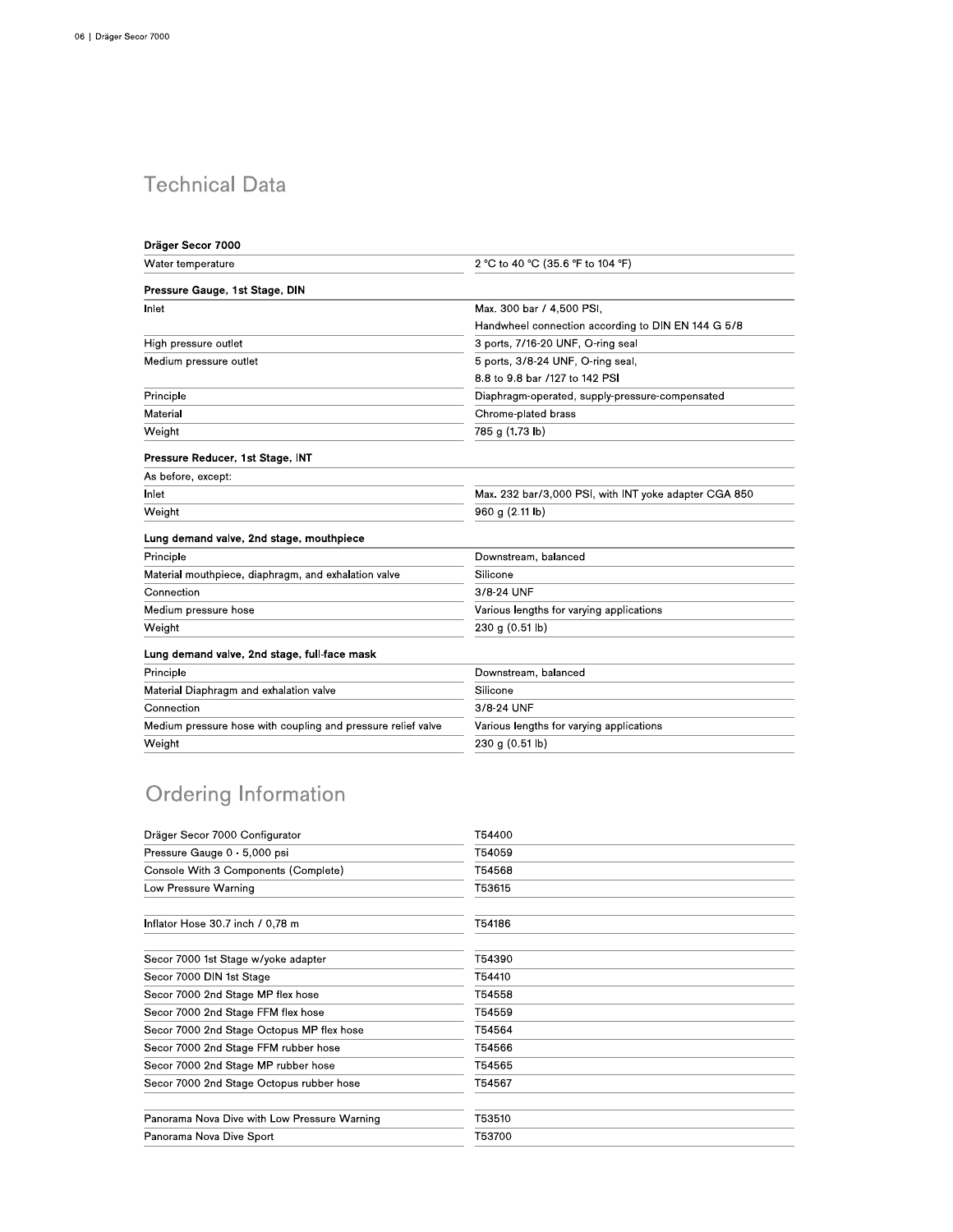## Technical Data

| Dräger Secor 7000 | |
|---|---|
| Water temperature | 2 °C to 40 °C (35.6 °F to 104 °F) |
| **Pressure Gauge, 1st Stage, DIN** | |
| Inlet | Max. 300 bar / 4,500 PSI,<br>Handwheel connection according to DIN EN 144 G 5/8 |
| High pressure outlet | 3 ports, 7/16-20 UNF, O-ring seal |
| Medium pressure outlet | 5 ports, 3/8-24 UNF, O-ring seal,<br>8.8 to 9.8 bar /127 to 142 PSI |
| Principle | Diaphragm-operated, supply-pressure-compensated |
| Material | Chrome-plated brass |
| Weight | 785 g (1.73 lb) |
| **Pressure Reducer, 1st Stage, INT** | |
| As before, except: | |
| Inlet | Max. 232 bar/3,000 PSI, with INT yoke adapter CGA 850 |
| Weight | 960 g (2.11 lb) |
| **Lung demand valve, 2nd stage, mouthpiece** | |
| Principle | Downstream, balanced |
| Material mouthpiece, diaphragm, and exhalation valve | Silicone |
| Connection | 3/8-24 UNF |
| Medium pressure hose | Various lengths for varying applications |
| Weight | 230 g (0.51 lb) |
| **Lung demand valve, 2nd stage, full-face mask** | |
| Principle | Downstream, balanced |
| Material Diaphragm and exhalation valve | Silicone |
| Connection | 3/8-24 UNF |
| Medium pressure hose with coupling and pressure relief valve | Various lengths for varying applications |
| Weight | 230 g (0.51 lb) |

## Ordering Information

| | |
|---|---|
| Dräger Secor 7000 Configurator | T54400 |
| Pressure Gauge 0 - 5,000 psi | T54059 |
| Console With 3 Components (Complete) | T54568 |
| Low Pressure Warning | T53615 |
| | |
| Inflator Hose 30.7 inch / 0,78 m | T54186 |
| | |
| Secor 7000 1st Stage w/yoke adapter | T54390 |
| Secor 7000 DIN 1st Stage | T54410 |
| Secor 7000 2nd Stage MP flex hose | T54558 |
| Secor 7000 2nd Stage FFM flex hose | T54559 |
| Secor 7000 2nd Stage Octopus MP flex hose | T54564 |
| Secor 7000 2nd Stage FFM rubber hose | T54566 |
| Secor 7000 2nd Stage MP rubber hose | T54565 |
| Secor 7000 2nd Stage Octopus rubber hose | T54567 |
| | |
| Panorama Nova Dive with Low Pressure Warning | T53510 |
| Panorama Nova Dive Sport | T53700 |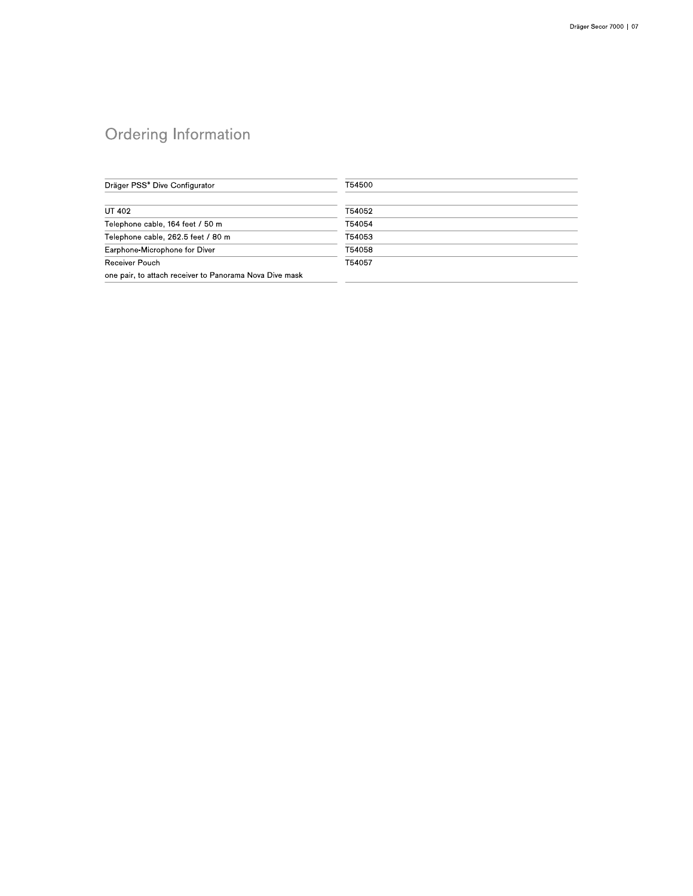## Ordering Information

| | |
|---|---|
| Dräger PSS® Dive Configurator | T54500 |
| | |
| UT 402 | T54052 |
| Telephone cable, 164 feet / 50 m | T54054 |
| Telephone cable, 262.5 feet / 80 m | T54053 |
| Earphone-Microphone for Diver | T54058 |
| Receiver Pouch<br>one pair, to attach receiver to Panorama Nova Dive mask | T54057 |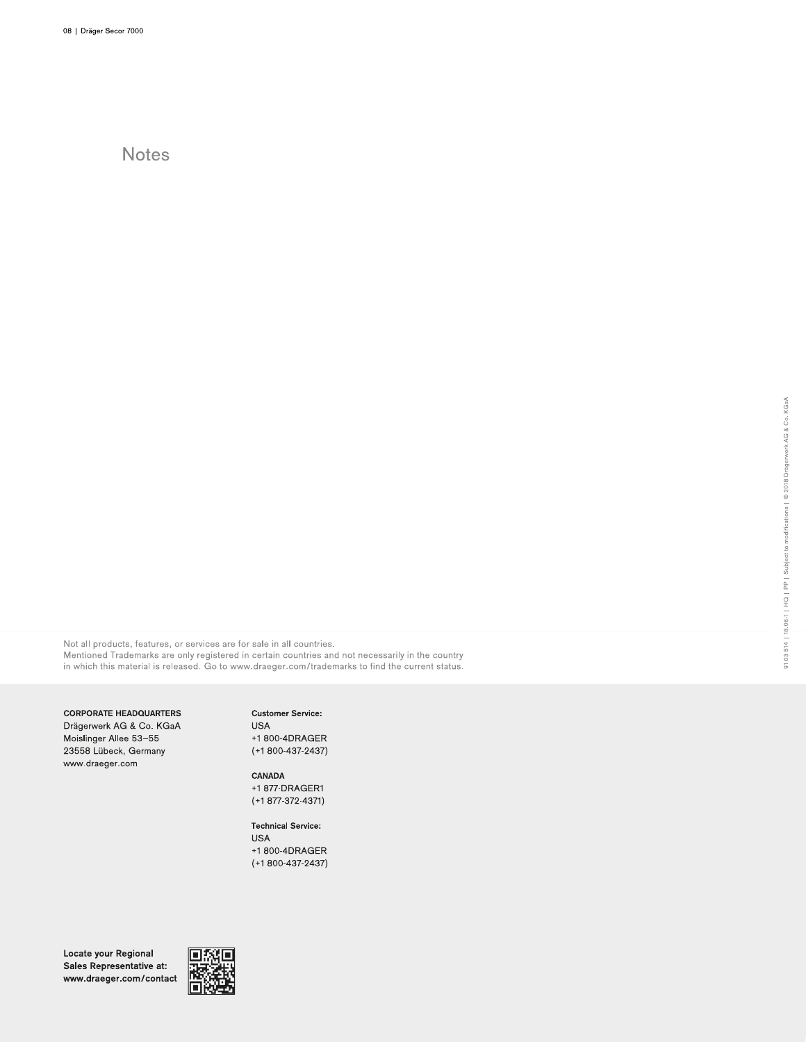## Notes

Not all products, features, or services are for sale in all countries.
Mentioned Trademarks are only registered in certain countries and not necessarily in the country in which this material is released. Go to www.draeger.com/trademarks to find the current status.

**CORPORATE HEADQUARTERS**
Drägerwerk AG & Co. KGaA
Moislinger Allee 53–55
23558 Lübeck, Germany
www.draeger.com

**Customer Service:**
USA
+1 800-4DRAGER
(+1 800-437-2437)

**CANADA**
+1 877-DRAGER1
(+1 877-372-4371)

**Technical Service:**
USA
+1 800-4DRAGER
(+1 800-437-2437)

**Locate your Regional Sales Representative at: www.draeger.com/contact**

91 03 514 | 18.06-1 | HQ | PP | Subject to modifications | © 2018 Drägerwerk AG & Co. KGaA